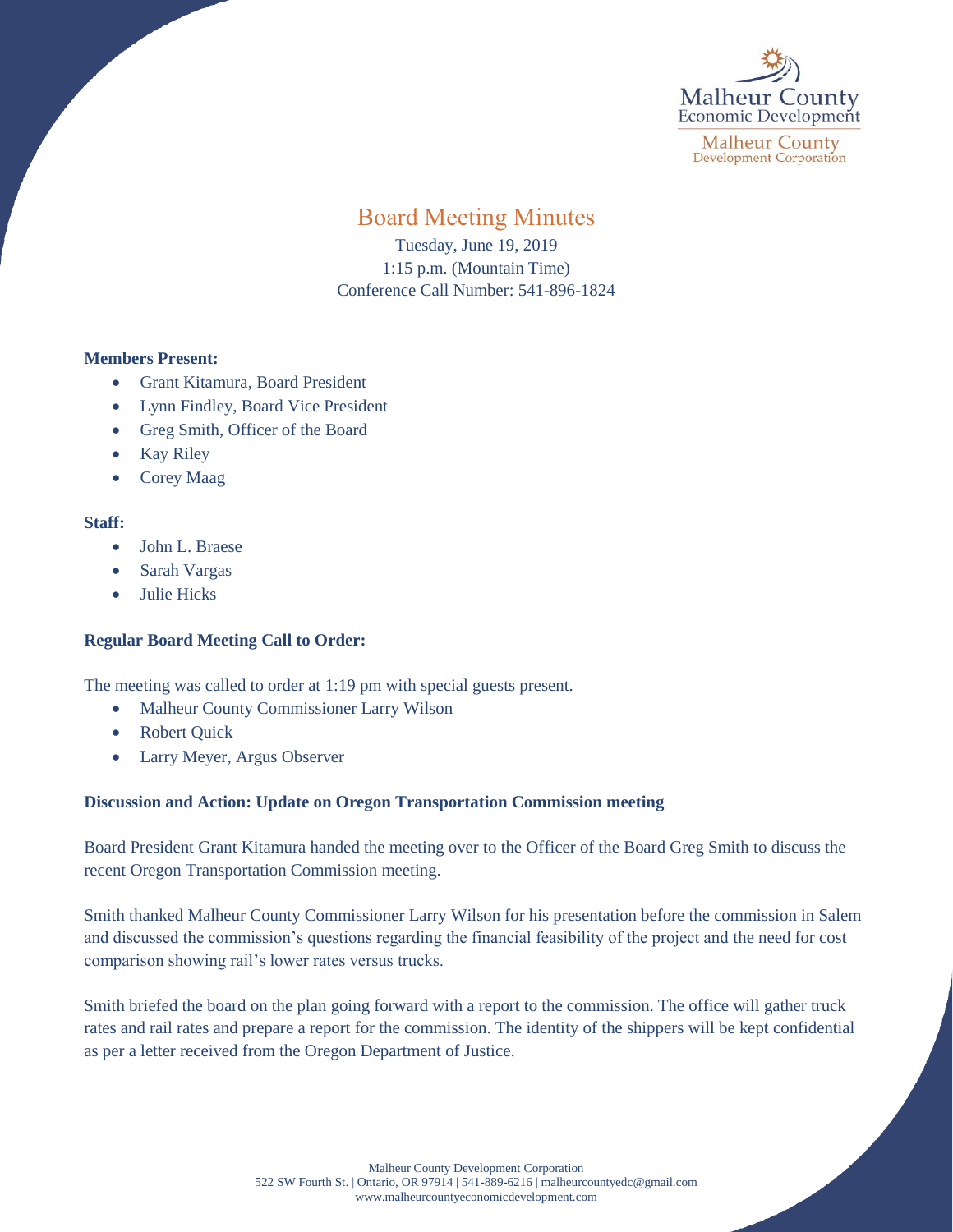Malheur County Economic Development

Malheur County Development Corporation

# Board Meeting Minutes

Tuesday, June 19, 2019
1:15 p.m. (Mountain Time)
Conference Call Number: 541-896-1824

**Members Present:**

- Grant Kitamura, Board President
- Lynn Findley, Board Vice President
- Greg Smith, Officer of the Board
- Kay Riley
- Corey Maag

**Staff:**

- John L. Braese
- Sarah Vargas
- Julie Hicks

**Regular Board Meeting Call to Order:**

The meeting was called to order at 1:19 pm with special guests present.

- Malheur County Commissioner Larry Wilson
- Robert Quick
- Larry Meyer, Argus Observer

**Discussion and Action: Update on Oregon Transportation Commission meeting**

Board President Grant Kitamura handed the meeting over to the Officer of the Board Greg Smith to discuss the recent Oregon Transportation Commission meeting.

Smith thanked Malheur County Commissioner Larry Wilson for his presentation before the commission in Salem and discussed the commission's questions regarding the financial feasibility of the project and the need for cost comparison showing rail's lower rates versus trucks.

Smith briefed the board on the plan going forward with a report to the commission. The office will gather truck rates and rail rates and prepare a report for the commission. The identity of the shippers will be kept confidential as per a letter received from the Oregon Department of Justice.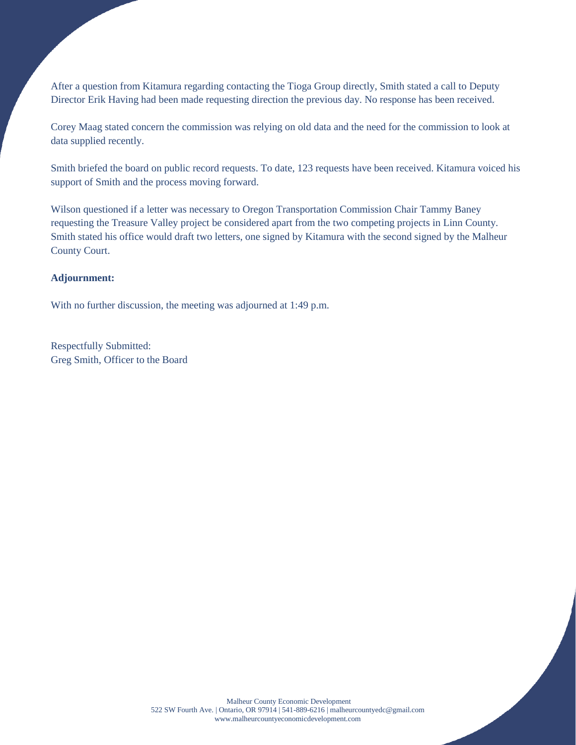After a question from Kitamura regarding contacting the Tioga Group directly, Smith stated a call to Deputy Director Erik Having had been made requesting direction the previous day. No response has been received.

Corey Maag stated concern the commission was relying on old data and the need for the commission to look at data supplied recently.

Smith briefed the board on public record requests. To date, 123 requests have been received. Kitamura voiced his support of Smith and the process moving forward.

Wilson questioned if a letter was necessary to Oregon Transportation Commission Chair Tammy Baney requesting the Treasure Valley project be considered apart from the two competing projects in Linn County. Smith stated his office would draft two letters, one signed by Kitamura with the second signed by the Malheur County Court.

**Adjournment:**

With no further discussion, the meeting was adjourned at 1:49 p.m.

Respectfully Submitted:
Greg Smith, Officer to the Board

Malheur County Economic Development
522 SW Fourth Ave. | Ontario, OR 97914 | 541-889-6216 | malheurcountyedc@gmail.com
www.malheurcountyeconomicdevelopment.com